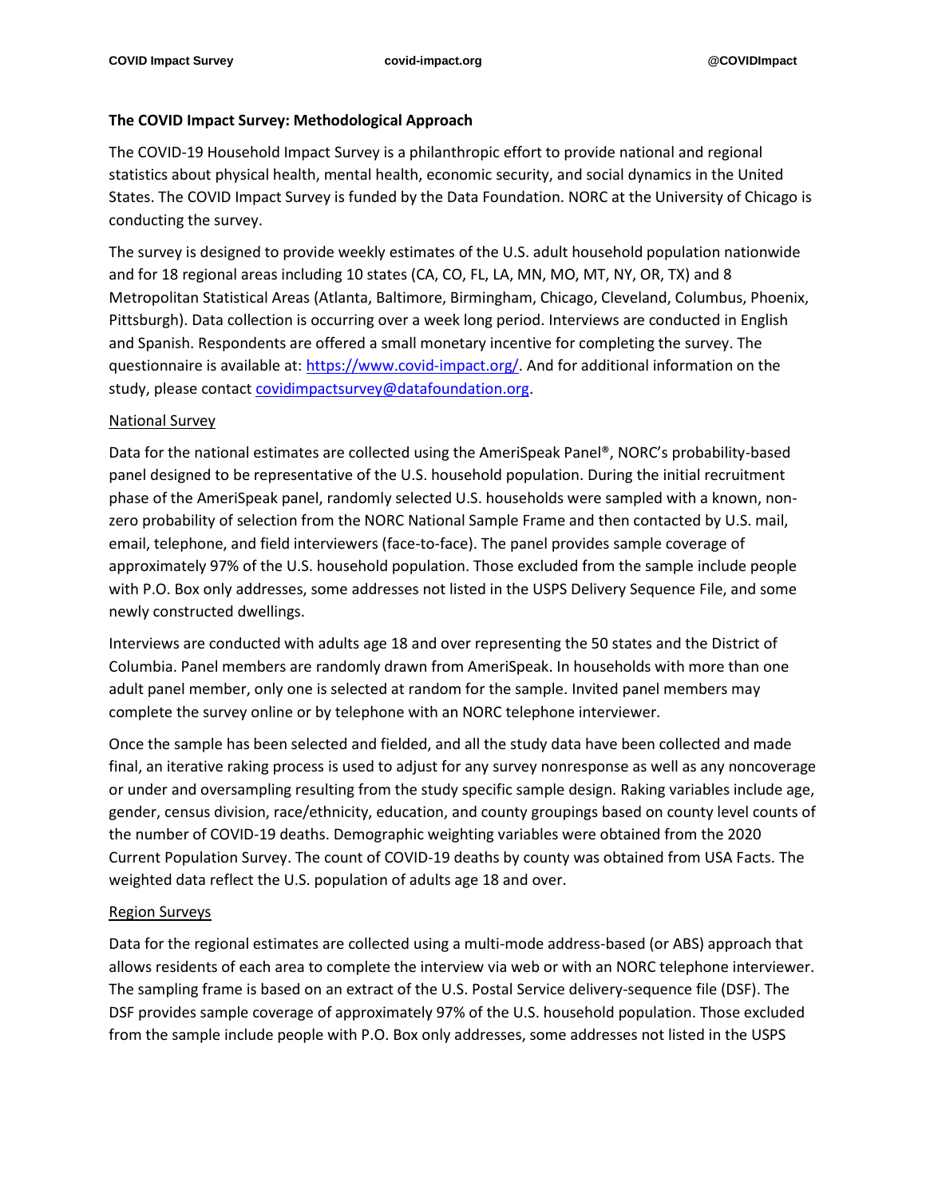## The COVID Impact Survey: Methodological Approach

The COVID-19 Household Impact Survey is a philanthropic effort to provide national and regional statistics about physical health, mental health, economic security, and social dynamics in the United States. The COVID Impact Survey is funded by the Data Foundation. NORC at the University of Chicago is conducting the survey.

The survey is designed to provide weekly estimates of the U.S. adult household population nationwide and for 18 regional areas including 10 states (CA, CO, FL, LA, MN, MO, MT, NY, OR, TX) and 8 Metropolitan Statistical Areas (Atlanta, Baltimore, Birmingham, Chicago, Cleveland, Columbus, Phoenix, Pittsburgh). Data collection is occurring over a week long period. Interviews are conducted in English and Spanish. Respondents are offered a small monetary incentive for completing the survey. The questionnaire is available at: [https://www.covid-impact.org/](https://www.covid-impact.org/). And for additional information on the study, please contact [covidimpactsurvey@datafoundation.org](mailto:covidimpactsurvey@datafoundation.org).

### National Survey

Data for the national estimates are collected using the AmeriSpeak Panel®, NORC's probability-based panel designed to be representative of the U.S. household population. During the initial recruitment phase of the AmeriSpeak panel, randomly selected U.S. households were sampled with a known, non-zero probability of selection from the NORC National Sample Frame and then contacted by U.S. mail, email, telephone, and field interviewers (face-to-face). The panel provides sample coverage of approximately 97% of the U.S. household population. Those excluded from the sample include people with P.O. Box only addresses, some addresses not listed in the USPS Delivery Sequence File, and some newly constructed dwellings.

Interviews are conducted with adults age 18 and over representing the 50 states and the District of Columbia. Panel members are randomly drawn from AmeriSpeak. In households with more than one adult panel member, only one is selected at random for the sample. Invited panel members may complete the survey online or by telephone with an NORC telephone interviewer.

Once the sample has been selected and fielded, and all the study data have been collected and made final, an iterative raking process is used to adjust for any survey nonresponse as well as any noncoverage or under and oversampling resulting from the study specific sample design. Raking variables include age, gender, census division, race/ethnicity, education, and county groupings based on county level counts of the number of COVID-19 deaths. Demographic weighting variables were obtained from the 2020 Current Population Survey. The count of COVID-19 deaths by county was obtained from USA Facts. The weighted data reflect the U.S. population of adults age 18 and over.

### Region Surveys

Data for the regional estimates are collected using a multi-mode address-based (or ABS) approach that allows residents of each area to complete the interview via web or with an NORC telephone interviewer. The sampling frame is based on an extract of the U.S. Postal Service delivery-sequence file (DSF). The DSF provides sample coverage of approximately 97% of the U.S. household population. Those excluded from the sample include people with P.O. Box only addresses, some addresses not listed in the USPS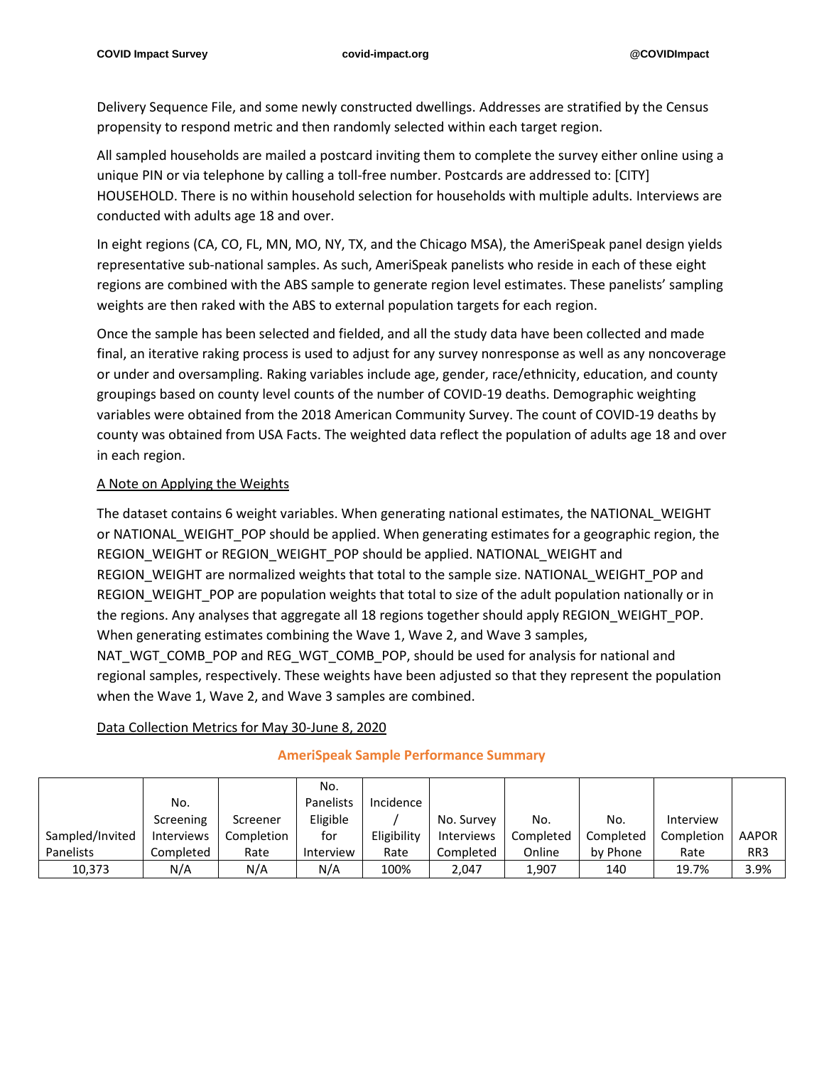Delivery Sequence File, and some newly constructed dwellings. Addresses are stratified by the Census propensity to respond metric and then randomly selected within each target region.

All sampled households are mailed a postcard inviting them to complete the survey either online using a unique PIN or via telephone by calling a toll-free number. Postcards are addressed to: [CITY] HOUSEHOLD. There is no within household selection for households with multiple adults. Interviews are conducted with adults age 18 and over.

In eight regions (CA, CO, FL, MN, MO, NY, TX, and the Chicago MSA), the AmeriSpeak panel design yields representative sub-national samples. As such, AmeriSpeak panelists who reside in each of these eight regions are combined with the ABS sample to generate region level estimates. These panelists' sampling weights are then raked with the ABS to external population targets for each region.

Once the sample has been selected and fielded, and all the study data have been collected and made final, an iterative raking process is used to adjust for any survey nonresponse as well as any noncoverage or under and oversampling. Raking variables include age, gender, race/ethnicity, education, and county groupings based on county level counts of the number of COVID-19 deaths. Demographic weighting variables were obtained from the 2018 American Community Survey. The count of COVID-19 deaths by county was obtained from USA Facts. The weighted data reflect the population of adults age 18 and over in each region.

A Note on Applying the Weights

The dataset contains 6 weight variables. When generating national estimates, the NATIONAL_WEIGHT or NATIONAL_WEIGHT_POP should be applied. When generating estimates for a geographic region, the REGION_WEIGHT or REGION_WEIGHT_POP should be applied. NATIONAL_WEIGHT and REGION_WEIGHT are normalized weights that total to the sample size. NATIONAL_WEIGHT_POP and REGION_WEIGHT_POP are population weights that total to size of the adult population nationally or in the regions. Any analyses that aggregate all 18 regions together should apply REGION_WEIGHT_POP. When generating estimates combining the Wave 1, Wave 2, and Wave 3 samples, NAT_WGT_COMB_POP and REG_WGT_COMB_POP, should be used for analysis for national and regional samples, respectively. These weights have been adjusted so that they represent the population when the Wave 1, Wave 2, and Wave 3 samples are combined.

Data Collection Metrics for May 30-June 8, 2020

**AmeriSpeak Sample Performance Summary**

| Sampled/Invited Panelists | No. Screening Interviews Completed | Screener Completion Rate | No. Panelists Eligible for Interview | Incidence / Eligibility Rate | No. Survey Interviews Completed | No. Completed Online | No. Completed by Phone | Interview Completion Rate | AAPOR RR3 |
|---|---|---|---|---|---|---|---|---|---|
| 10,373 | N/A | N/A | N/A | 100% | 2,047 | 1,907 | 140 | 19.7% | 3.9% |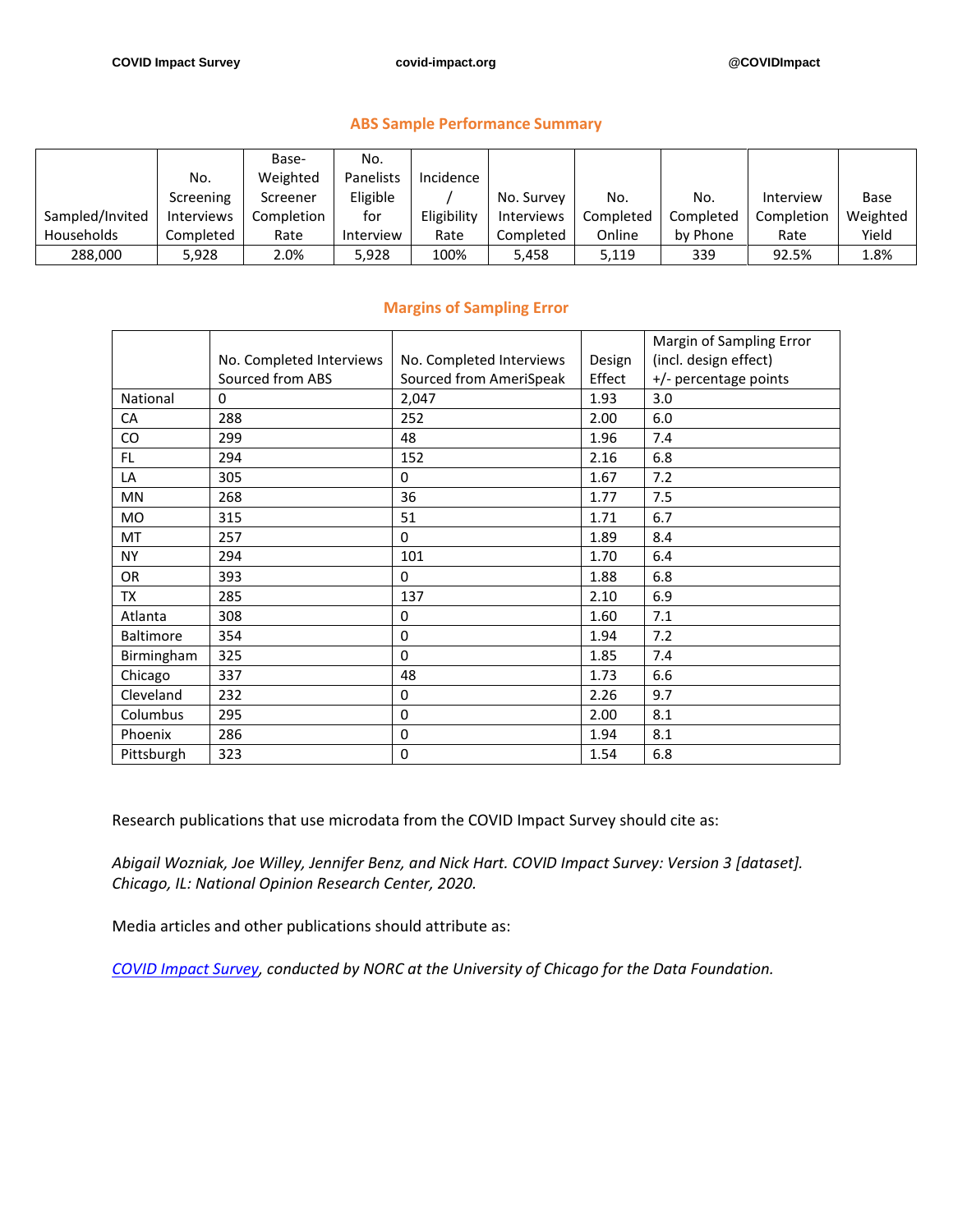## ABS Sample Performance Summary

| Sampled/Invited Households | No. Screening Interviews Completed | Base-Weighted Screener Completion Rate | No. Panelists Eligible for Interview | Incidence / Eligibility Rate | No. Survey Interviews Completed | No. Completed Online | No. Completed by Phone | Interview Completion Rate | Base Weighted Yield |
|---|---|---|---|---|---|---|---|---|---|
| 288,000 | 5,928 | 2.0% | 5,928 | 100% | 5,458 | 5,119 | 339 | 92.5% | 1.8% |

## Margins of Sampling Error

| | No. Completed Interviews Sourced from ABS | No. Completed Interviews Sourced from AmeriSpeak | Design Effect | Margin of Sampling Error (incl. design effect) +/- percentage points |
|---|---|---|---|---|
| National | 0 | 2,047 | 1.93 | 3.0 |
| CA | 288 | 252 | 2.00 | 6.0 |
| CO | 299 | 48 | 1.96 | 7.4 |
| FL | 294 | 152 | 2.16 | 6.8 |
| LA | 305 | 0 | 1.67 | 7.2 |
| MN | 268 | 36 | 1.77 | 7.5 |
| MO | 315 | 51 | 1.71 | 6.7 |
| MT | 257 | 0 | 1.89 | 8.4 |
| NY | 294 | 101 | 1.70 | 6.4 |
| OR | 393 | 0 | 1.88 | 6.8 |
| TX | 285 | 137 | 2.10 | 6.9 |
| Atlanta | 308 | 0 | 1.60 | 7.1 |
| Baltimore | 354 | 0 | 1.94 | 7.2 |
| Birmingham | 325 | 0 | 1.85 | 7.4 |
| Chicago | 337 | 48 | 1.73 | 6.6 |
| Cleveland | 232 | 0 | 2.26 | 9.7 |
| Columbus | 295 | 0 | 2.00 | 8.1 |
| Phoenix | 286 | 0 | 1.94 | 8.1 |
| Pittsburgh | 323 | 0 | 1.54 | 6.8 |

Research publications that use microdata from the COVID Impact Survey should cite as:

*Abigail Wozniak, Joe Willey, Jennifer Benz, and Nick Hart. COVID Impact Survey: Version 3 [dataset]. Chicago, IL: National Opinion Research Center, 2020.*

Media articles and other publications should attribute as:

*COVID Impact Survey, conducted by NORC at the University of Chicago for the Data Foundation.*